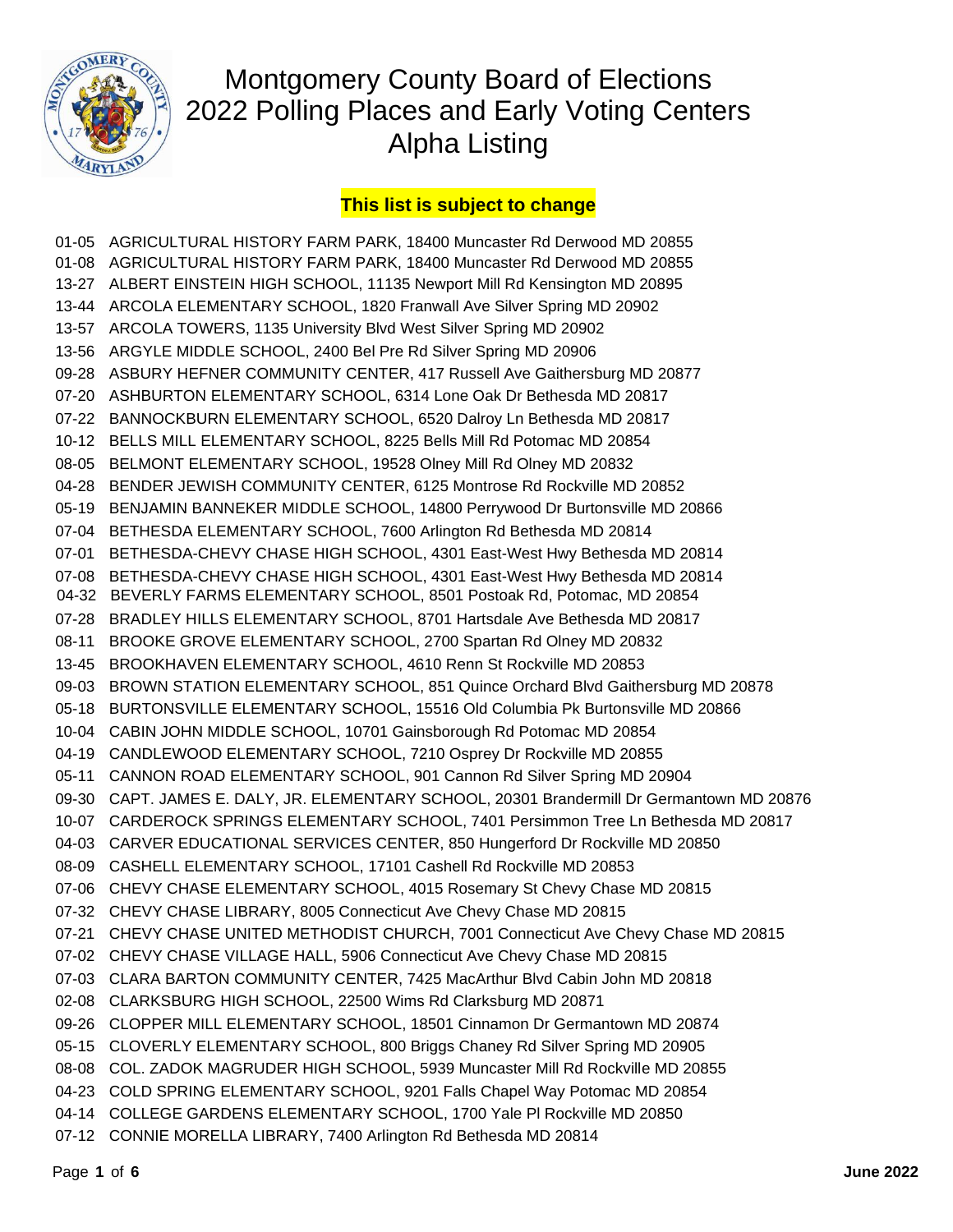# Montgomery County Board of Elections
# 2022 Polling Places and Early Voting Centers
# Alpha Listing

**This list is subject to change**

01-05 AGRICULTURAL HISTORY FARM PARK, 18400 Muncaster Rd Derwood MD 20855
01-08 AGRICULTURAL HISTORY FARM PARK, 18400 Muncaster Rd Derwood MD 20855
13-27 ALBERT EINSTEIN HIGH SCHOOL, 11135 Newport Mill Rd Kensington MD 20895
13-44 ARCOLA ELEMENTARY SCHOOL, 1820 Franwall Ave Silver Spring MD 20902
13-57 ARCOLA TOWERS, 1135 University Blvd West Silver Spring MD 20902
13-56 ARGYLE MIDDLE SCHOOL, 2400 Bel Pre Rd Silver Spring MD 20906
09-28 ASBURY HEFNER COMMUNITY CENTER, 417 Russell Ave Gaithersburg MD 20877
07-20 ASHBURTON ELEMENTARY SCHOOL, 6314 Lone Oak Dr Bethesda MD 20817
07-22 BANNOCKBURN ELEMENTARY SCHOOL, 6520 Dalroy Ln Bethesda MD 20817
10-12 BELLS MILL ELEMENTARY SCHOOL, 8225 Bells Mill Rd Potomac MD 20854
08-05 BELMONT ELEMENTARY SCHOOL, 19528 Olney Mill Rd Olney MD 20832
04-28 BENDER JEWISH COMMUNITY CENTER, 6125 Montrose Rd Rockville MD 20852
05-19 BENJAMIN BANNEKER MIDDLE SCHOOL, 14800 Perrywood Dr Burtonsville MD 20866
07-04 BETHESDA ELEMENTARY SCHOOL, 7600 Arlington Rd Bethesda MD 20814
07-01 BETHESDA-CHEVY CHASE HIGH SCHOOL, 4301 East-West Hwy Bethesda MD 20814
07-08 BETHESDA-CHEVY CHASE HIGH SCHOOL, 4301 East-West Hwy Bethesda MD 20814
04-32 BEVERLY FARMS ELEMENTARY SCHOOL, 8501 Postoak Rd, Potomac, MD 20854
07-28 BRADLEY HILLS ELEMENTARY SCHOOL, 8701 Hartsdale Ave Bethesda MD 20817
08-11 BROOKE GROVE ELEMENTARY SCHOOL, 2700 Spartan Rd Olney MD 20832
13-45 BROOKHAVEN ELEMENTARY SCHOOL, 4610 Renn St Rockville MD 20853
09-03 BROWN STATION ELEMENTARY SCHOOL, 851 Quince Orchard Blvd Gaithersburg MD 20878
05-18 BURTONSVILLE ELEMENTARY SCHOOL, 15516 Old Columbia Pk Burtonsville MD 20866
10-04 CABIN JOHN MIDDLE SCHOOL, 10701 Gainsborough Rd Potomac MD 20854
04-19 CANDLEWOOD ELEMENTARY SCHOOL, 7210 Osprey Dr Rockville MD 20855
05-11 CANNON ROAD ELEMENTARY SCHOOL, 901 Cannon Rd Silver Spring MD 20904
09-30 CAPT. JAMES E. DALY, JR. ELEMENTARY SCHOOL, 20301 Brandermill Dr Germantown MD 20876
10-07 CARDEROCK SPRINGS ELEMENTARY SCHOOL, 7401 Persimmon Tree Ln Bethesda MD 20817
04-03 CARVER EDUCATIONAL SERVICES CENTER, 850 Hungerford Dr Rockville MD 20850
08-09 CASHELL ELEMENTARY SCHOOL, 17101 Cashell Rd Rockville MD 20853
07-06 CHEVY CHASE ELEMENTARY SCHOOL, 4015 Rosemary St Chevy Chase MD 20815
07-32 CHEVY CHASE LIBRARY, 8005 Connecticut Ave Chevy Chase MD 20815
07-21 CHEVY CHASE UNITED METHODIST CHURCH, 7001 Connecticut Ave Chevy Chase MD 20815
07-02 CHEVY CHASE VILLAGE HALL, 5906 Connecticut Ave Chevy Chase MD 20815
07-03 CLARA BARTON COMMUNITY CENTER, 7425 MacArthur Blvd Cabin John MD 20818
02-08 CLARKSBURG HIGH SCHOOL, 22500 Wims Rd Clarksburg MD 20871
09-26 CLOPPER MILL ELEMENTARY SCHOOL, 18501 Cinnamon Dr Germantown MD 20874
05-15 CLOVERLY ELEMENTARY SCHOOL, 800 Briggs Chaney Rd Silver Spring MD 20905
08-08 COL. ZADOK MAGRUDER HIGH SCHOOL, 5939 Muncaster Mill Rd Rockville MD 20855
04-23 COLD SPRING ELEMENTARY SCHOOL, 9201 Falls Chapel Way Potomac MD 20854
04-14 COLLEGE GARDENS ELEMENTARY SCHOOL, 1700 Yale Pl Rockville MD 20850
07-12 CONNIE MORELLA LIBRARY, 7400 Arlington Rd Bethesda MD 20814

**June 2022**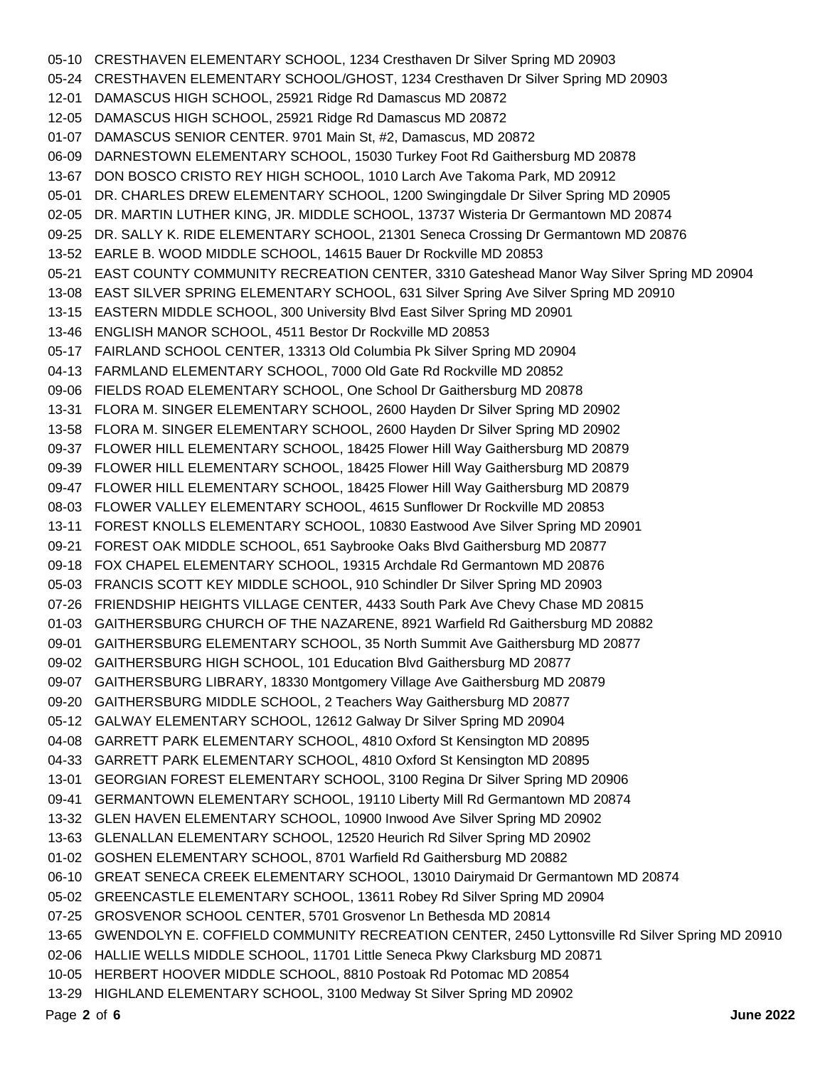05-10 CRESTHAVEN ELEMENTARY SCHOOL, 1234 Cresthaven Dr Silver Spring MD 20903
05-24 CRESTHAVEN ELEMENTARY SCHOOL/GHOST, 1234 Cresthaven Dr Silver Spring MD 20903
12-01 DAMASCUS HIGH SCHOOL, 25921 Ridge Rd Damascus MD 20872
12-05 DAMASCUS HIGH SCHOOL, 25921 Ridge Rd Damascus MD 20872
01-07 DAMASCUS SENIOR CENTER. 9701 Main St, #2, Damascus, MD 20872
06-09 DARNESTOWN ELEMENTARY SCHOOL, 15030 Turkey Foot Rd Gaithersburg MD 20878
13-67 DON BOSCO CRISTO REY HIGH SCHOOL, 1010 Larch Ave Takoma Park, MD 20912
05-01 DR. CHARLES DREW ELEMENTARY SCHOOL, 1200 Swingingdale Dr Silver Spring MD 20905
02-05 DR. MARTIN LUTHER KING, JR. MIDDLE SCHOOL, 13737 Wisteria Dr Germantown MD 20874
09-25 DR. SALLY K. RIDE ELEMENTARY SCHOOL, 21301 Seneca Crossing Dr Germantown MD 20876
13-52 EARLE B. WOOD MIDDLE SCHOOL, 14615 Bauer Dr Rockville MD 20853
05-21 EAST COUNTY COMMUNITY RECREATION CENTER, 3310 Gateshead Manor Way Silver Spring MD 20904
13-08 EAST SILVER SPRING ELEMENTARY SCHOOL, 631 Silver Spring Ave Silver Spring MD 20910
13-15 EASTERN MIDDLE SCHOOL, 300 University Blvd East Silver Spring MD 20901
13-46 ENGLISH MANOR SCHOOL, 4511 Bestor Dr Rockville MD 20853
05-17 FAIRLAND SCHOOL CENTER, 13313 Old Columbia Pk Silver Spring MD 20904
04-13 FARMLAND ELEMENTARY SCHOOL, 7000 Old Gate Rd Rockville MD 20852
09-06 FIELDS ROAD ELEMENTARY SCHOOL, One School Dr Gaithersburg MD 20878
13-31 FLORA M. SINGER ELEMENTARY SCHOOL, 2600 Hayden Dr Silver Spring MD 20902
13-58 FLORA M. SINGER ELEMENTARY SCHOOL, 2600 Hayden Dr Silver Spring MD 20902
09-37 FLOWER HILL ELEMENTARY SCHOOL, 18425 Flower Hill Way Gaithersburg MD 20879
09-39 FLOWER HILL ELEMENTARY SCHOOL, 18425 Flower Hill Way Gaithersburg MD 20879
09-47 FLOWER HILL ELEMENTARY SCHOOL, 18425 Flower Hill Way Gaithersburg MD 20879
08-03 FLOWER VALLEY ELEMENTARY SCHOOL, 4615 Sunflower Dr Rockville MD 20853
13-11 FOREST KNOLLS ELEMENTARY SCHOOL, 10830 Eastwood Ave Silver Spring MD 20901
09-21 FOREST OAK MIDDLE SCHOOL, 651 Saybrooke Oaks Blvd Gaithersburg MD 20877
09-18 FOX CHAPEL ELEMENTARY SCHOOL, 19315 Archdale Rd Germantown MD 20876
05-03 FRANCIS SCOTT KEY MIDDLE SCHOOL, 910 Schindler Dr Silver Spring MD 20903
07-26 FRIENDSHIP HEIGHTS VILLAGE CENTER, 4433 South Park Ave Chevy Chase MD 20815
01-03 GAITHERSBURG CHURCH OF THE NAZARENE, 8921 Warfield Rd Gaithersburg MD 20882
09-01 GAITHERSBURG ELEMENTARY SCHOOL, 35 North Summit Ave Gaithersburg MD 20877
09-02 GAITHERSBURG HIGH SCHOOL, 101 Education Blvd Gaithersburg MD 20877
09-07 GAITHERSBURG LIBRARY, 18330 Montgomery Village Ave Gaithersburg MD 20879
09-20 GAITHERSBURG MIDDLE SCHOOL, 2 Teachers Way Gaithersburg MD 20877
05-12 GALWAY ELEMENTARY SCHOOL, 12612 Galway Dr Silver Spring MD 20904
04-08 GARRETT PARK ELEMENTARY SCHOOL, 4810 Oxford St Kensington MD 20895
04-33 GARRETT PARK ELEMENTARY SCHOOL, 4810 Oxford St Kensington MD 20895
13-01 GEORGIAN FOREST ELEMENTARY SCHOOL, 3100 Regina Dr Silver Spring MD 20906
09-41 GERMANTOWN ELEMENTARY SCHOOL, 19110 Liberty Mill Rd Germantown MD 20874
13-32 GLEN HAVEN ELEMENTARY SCHOOL, 10900 Inwood Ave Silver Spring MD 20902
13-63 GLENALLAN ELEMENTARY SCHOOL, 12520 Heurich Rd Silver Spring MD 20902
01-02 GOSHEN ELEMENTARY SCHOOL, 8701 Warfield Rd Gaithersburg MD 20882
06-10 GREAT SENECA CREEK ELEMENTARY SCHOOL, 13010 Dairymaid Dr Germantown MD 20874
05-02 GREENCASTLE ELEMENTARY SCHOOL, 13611 Robey Rd Silver Spring MD 20904
07-25 GROSVENOR SCHOOL CENTER, 5701 Grosvenor Ln Bethesda MD 20814
13-65 GWENDOLYN E. COFFIELD COMMUNITY RECREATION CENTER, 2450 Lyttonsville Rd Silver Spring MD 20910
02-06 HALLIE WELLS MIDDLE SCHOOL, 11701 Little Seneca Pkwy Clarksburg MD 20871
10-05 HERBERT HOOVER MIDDLE SCHOOL, 8810 Postoak Rd Potomac MD 20854
13-29 HIGHLAND ELEMENTARY SCHOOL, 3100 Medway St Silver Spring MD 20902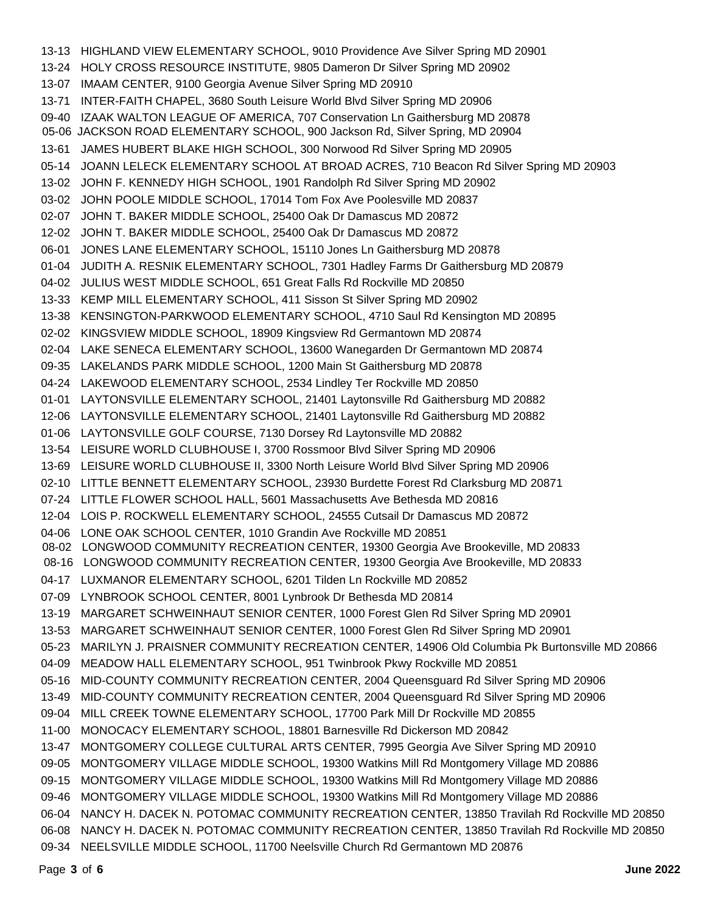13-13 HIGHLAND VIEW ELEMENTARY SCHOOL, 9010 Providence Ave Silver Spring MD 20901

13-24 HOLY CROSS RESOURCE INSTITUTE, 9805 Dameron Dr Silver Spring MD 20902

13-07 IMAAM CENTER, 9100 Georgia Avenue Silver Spring MD 20910

13-71 INTER-FAITH CHAPEL, 3680 South Leisure World Blvd Silver Spring MD 20906

09-40 IZAAK WALTON LEAGUE OF AMERICA, 707 Conservation Ln Gaithersburg MD 20878

05-06 JACKSON ROAD ELEMENTARY SCHOOL, 900 Jackson Rd, Silver Spring, MD 20904

13-61 JAMES HUBERT BLAKE HIGH SCHOOL, 300 Norwood Rd Silver Spring MD 20905

05-14 JOANN LELECK ELEMENTARY SCHOOL AT BROAD ACRES, 710 Beacon Rd Silver Spring MD 20903

13-02 JOHN F. KENNEDY HIGH SCHOOL, 1901 Randolph Rd Silver Spring MD 20902

03-02 JOHN POOLE MIDDLE SCHOOL, 17014 Tom Fox Ave Poolesville MD 20837

02-07 JOHN T. BAKER MIDDLE SCHOOL, 25400 Oak Dr Damascus MD 20872

12-02 JOHN T. BAKER MIDDLE SCHOOL, 25400 Oak Dr Damascus MD 20872

06-01 JONES LANE ELEMENTARY SCHOOL, 15110 Jones Ln Gaithersburg MD 20878

01-04 JUDITH A. RESNIK ELEMENTARY SCHOOL, 7301 Hadley Farms Dr Gaithersburg MD 20879

04-02 JULIUS WEST MIDDLE SCHOOL, 651 Great Falls Rd Rockville MD 20850

13-33 KEMP MILL ELEMENTARY SCHOOL, 411 Sisson St Silver Spring MD 20902

13-38 KENSINGTON-PARKWOOD ELEMENTARY SCHOOL, 4710 Saul Rd Kensington MD 20895

02-02 KINGSVIEW MIDDLE SCHOOL, 18909 Kingsview Rd Germantown MD 20874

02-04 LAKE SENECA ELEMENTARY SCHOOL, 13600 Wanegarden Dr Germantown MD 20874

09-35 LAKELANDS PARK MIDDLE SCHOOL, 1200 Main St Gaithersburg MD 20878

04-24 LAKEWOOD ELEMENTARY SCHOOL, 2534 Lindley Ter Rockville MD 20850

01-01 LAYTONSVILLE ELEMENTARY SCHOOL, 21401 Laytonsville Rd Gaithersburg MD 20882

12-06 LAYTONSVILLE ELEMENTARY SCHOOL, 21401 Laytonsville Rd Gaithersburg MD 20882

01-06 LAYTONSVILLE GOLF COURSE, 7130 Dorsey Rd Laytonsville MD 20882

13-54 LEISURE WORLD CLUBHOUSE I, 3700 Rossmoor Blvd Silver Spring MD 20906

13-69 LEISURE WORLD CLUBHOUSE II, 3300 North Leisure World Blvd Silver Spring MD 20906

02-10 LITTLE BENNETT ELEMENTARY SCHOOL, 23930 Burdette Forest Rd Clarksburg MD 20871

07-24 LITTLE FLOWER SCHOOL HALL, 5601 Massachusetts Ave Bethesda MD 20816

12-04 LOIS P. ROCKWELL ELEMENTARY SCHOOL, 24555 Cutsail Dr Damascus MD 20872

04-06 LONE OAK SCHOOL CENTER, 1010 Grandin Ave Rockville MD 20851

08-02 LONGWOOD COMMUNITY RECREATION CENTER, 19300 Georgia Ave Brookeville, MD 20833

08-16 LONGWOOD COMMUNITY RECREATION CENTER, 19300 Georgia Ave Brookeville, MD 20833

04-17 LUXMANOR ELEMENTARY SCHOOL, 6201 Tilden Ln Rockville MD 20852

07-09 LYNBROOK SCHOOL CENTER, 8001 Lynbrook Dr Bethesda MD 20814

13-19 MARGARET SCHWEINHAUT SENIOR CENTER, 1000 Forest Glen Rd Silver Spring MD 20901

13-53 MARGARET SCHWEINHAUT SENIOR CENTER, 1000 Forest Glen Rd Silver Spring MD 20901

05-23 MARILYN J. PRAISNER COMMUNITY RECREATION CENTER, 14906 Old Columbia Pk Burtonsville MD 20866

04-09 MEADOW HALL ELEMENTARY SCHOOL, 951 Twinbrook Pkwy Rockville MD 20851

05-16 MID-COUNTY COMMUNITY RECREATION CENTER, 2004 Queensguard Rd Silver Spring MD 20906

13-49 MID-COUNTY COMMUNITY RECREATION CENTER, 2004 Queensguard Rd Silver Spring MD 20906

09-04 MILL CREEK TOWNE ELEMENTARY SCHOOL, 17700 Park Mill Dr Rockville MD 20855

11-00 MONOCACY ELEMENTARY SCHOOL, 18801 Barnesville Rd Dickerson MD 20842

13-47 MONTGOMERY COLLEGE CULTURAL ARTS CENTER, 7995 Georgia Ave Silver Spring MD 20910

09-05 MONTGOMERY VILLAGE MIDDLE SCHOOL, 19300 Watkins Mill Rd Montgomery Village MD 20886

09-15 MONTGOMERY VILLAGE MIDDLE SCHOOL, 19300 Watkins Mill Rd Montgomery Village MD 20886

09-46 MONTGOMERY VILLAGE MIDDLE SCHOOL, 19300 Watkins Mill Rd Montgomery Village MD 20886

06-04 NANCY H. DACEK N. POTOMAC COMMUNITY RECREATION CENTER, 13850 Travilah Rd Rockville MD 20850

06-08 NANCY H. DACEK N. POTOMAC COMMUNITY RECREATION CENTER, 13850 Travilah Rd Rockville MD 20850

09-34 NEELSVILLE MIDDLE SCHOOL, 11700 Neelsville Church Rd Germantown MD 20876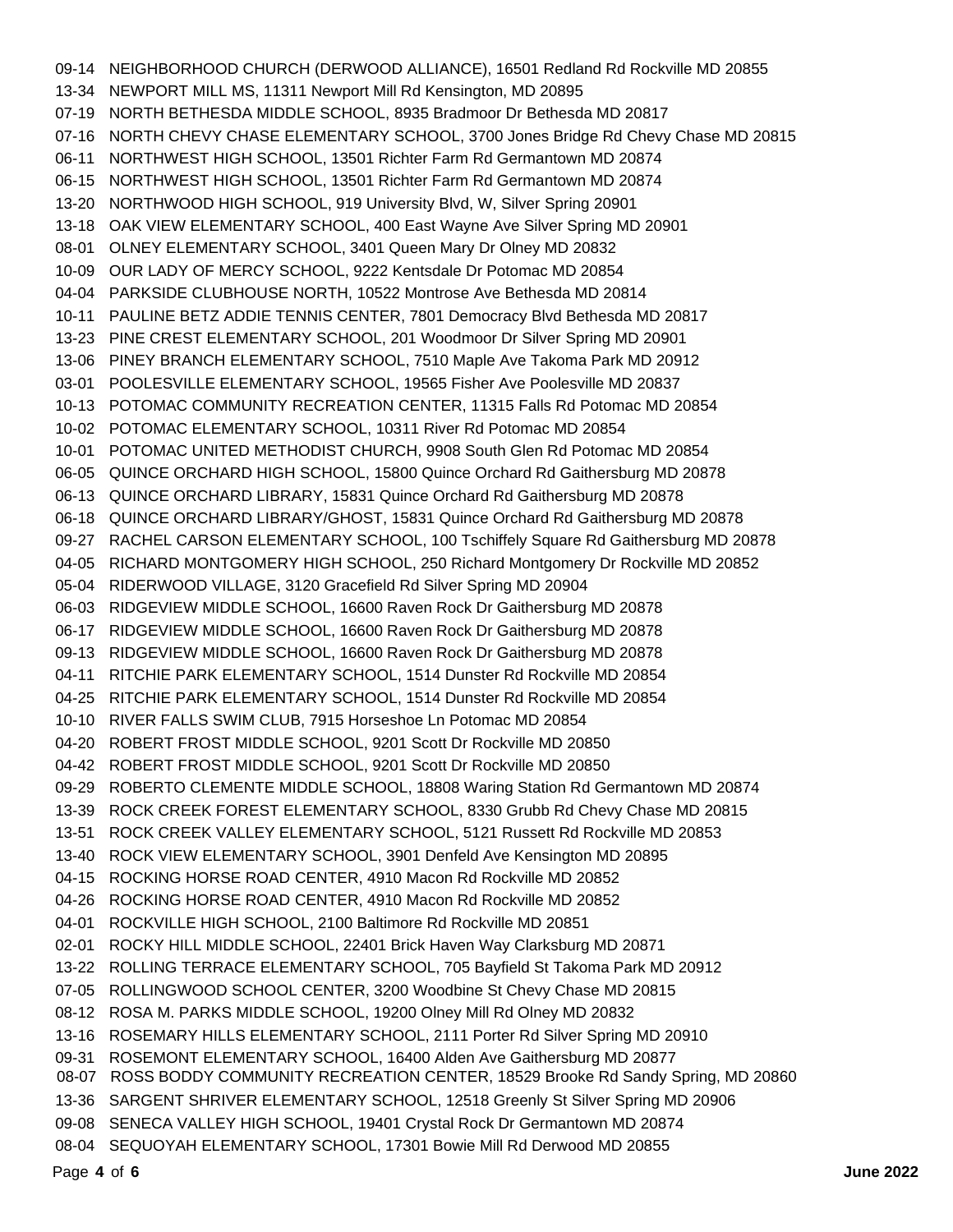09-14 NEIGHBORHOOD CHURCH (DERWOOD ALLIANCE), 16501 Redland Rd Rockville MD 20855
13-34 NEWPORT MILL MS, 11311 Newport Mill Rd Kensington, MD 20895
07-19 NORTH BETHESDA MIDDLE SCHOOL, 8935 Bradmoor Dr Bethesda MD 20817
07-16 NORTH CHEVY CHASE ELEMENTARY SCHOOL, 3700 Jones Bridge Rd Chevy Chase MD 20815
06-11 NORTHWEST HIGH SCHOOL, 13501 Richter Farm Rd Germantown MD 20874
06-15 NORTHWEST HIGH SCHOOL, 13501 Richter Farm Rd Germantown MD 20874
13-20 NORTHWOOD HIGH SCHOOL, 919 University Blvd, W, Silver Spring 20901
13-18 OAK VIEW ELEMENTARY SCHOOL, 400 East Wayne Ave Silver Spring MD 20901
08-01 OLNEY ELEMENTARY SCHOOL, 3401 Queen Mary Dr Olney MD 20832
10-09 OUR LADY OF MERCY SCHOOL, 9222 Kentsdale Dr Potomac MD 20854
04-04 PARKSIDE CLUBHOUSE NORTH, 10522 Montrose Ave Bethesda MD 20814
10-11 PAULINE BETZ ADDIE TENNIS CENTER, 7801 Democracy Blvd Bethesda MD 20817
13-23 PINE CREST ELEMENTARY SCHOOL, 201 Woodmoor Dr Silver Spring MD 20901
13-06 PINEY BRANCH ELEMENTARY SCHOOL, 7510 Maple Ave Takoma Park MD 20912
03-01 POOLESVILLE ELEMENTARY SCHOOL, 19565 Fisher Ave Poolesville MD 20837
10-13 POTOMAC COMMUNITY RECREATION CENTER, 11315 Falls Rd Potomac MD 20854
10-02 POTOMAC ELEMENTARY SCHOOL, 10311 River Rd Potomac MD 20854
10-01 POTOMAC UNITED METHODIST CHURCH, 9908 South Glen Rd Potomac MD 20854
06-05 QUINCE ORCHARD HIGH SCHOOL, 15800 Quince Orchard Rd Gaithersburg MD 20878
06-13 QUINCE ORCHARD LIBRARY, 15831 Quince Orchard Rd Gaithersburg MD 20878
06-18 QUINCE ORCHARD LIBRARY/GHOST, 15831 Quince Orchard Rd Gaithersburg MD 20878
09-27 RACHEL CARSON ELEMENTARY SCHOOL, 100 Tschiffely Square Rd Gaithersburg MD 20878
04-05 RICHARD MONTGOMERY HIGH SCHOOL, 250 Richard Montgomery Dr Rockville MD 20852
05-04 RIDERWOOD VILLAGE, 3120 Gracefield Rd Silver Spring MD 20904
06-03 RIDGEVIEW MIDDLE SCHOOL, 16600 Raven Rock Dr Gaithersburg MD 20878
06-17 RIDGEVIEW MIDDLE SCHOOL, 16600 Raven Rock Dr Gaithersburg MD 20878
09-13 RIDGEVIEW MIDDLE SCHOOL, 16600 Raven Rock Dr Gaithersburg MD 20878
04-11 RITCHIE PARK ELEMENTARY SCHOOL, 1514 Dunster Rd Rockville MD 20854
04-25 RITCHIE PARK ELEMENTARY SCHOOL, 1514 Dunster Rd Rockville MD 20854
10-10 RIVER FALLS SWIM CLUB, 7915 Horseshoe Ln Potomac MD 20854
04-20 ROBERT FROST MIDDLE SCHOOL, 9201 Scott Dr Rockville MD 20850
04-42 ROBERT FROST MIDDLE SCHOOL, 9201 Scott Dr Rockville MD 20850
09-29 ROBERTO CLEMENTE MIDDLE SCHOOL, 18808 Waring Station Rd Germantown MD 20874
13-39 ROCK CREEK FOREST ELEMENTARY SCHOOL, 8330 Grubb Rd Chevy Chase MD 20815
13-51 ROCK CREEK VALLEY ELEMENTARY SCHOOL, 5121 Russett Rd Rockville MD 20853
13-40 ROCK VIEW ELEMENTARY SCHOOL, 3901 Denfeld Ave Kensington MD 20895
04-15 ROCKING HORSE ROAD CENTER, 4910 Macon Rd Rockville MD 20852
04-26 ROCKING HORSE ROAD CENTER, 4910 Macon Rd Rockville MD 20852
04-01 ROCKVILLE HIGH SCHOOL, 2100 Baltimore Rd Rockville MD 20851
02-01 ROCKY HILL MIDDLE SCHOOL, 22401 Brick Haven Way Clarksburg MD 20871
13-22 ROLLING TERRACE ELEMENTARY SCHOOL, 705 Bayfield St Takoma Park MD 20912
07-05 ROLLINGWOOD SCHOOL CENTER, 3200 Woodbine St Chevy Chase MD 20815
08-12 ROSA M. PARKS MIDDLE SCHOOL, 19200 Olney Mill Rd Olney MD 20832
13-16 ROSEMARY HILLS ELEMENTARY SCHOOL, 2111 Porter Rd Silver Spring MD 20910
09-31 ROSEMONT ELEMENTARY SCHOOL, 16400 Alden Ave Gaithersburg MD 20877
08-07 ROSS BODDY COMMUNITY RECREATION CENTER, 18529 Brooke Rd Sandy Spring, MD 20860
13-36 SARGENT SHRIVER ELEMENTARY SCHOOL, 12518 Greenly St Silver Spring MD 20906
09-08 SENECA VALLEY HIGH SCHOOL, 19401 Crystal Rock Dr Germantown MD 20874
08-04 SEQUOYAH ELEMENTARY SCHOOL, 17301 Bowie Mill Rd Derwood MD 20855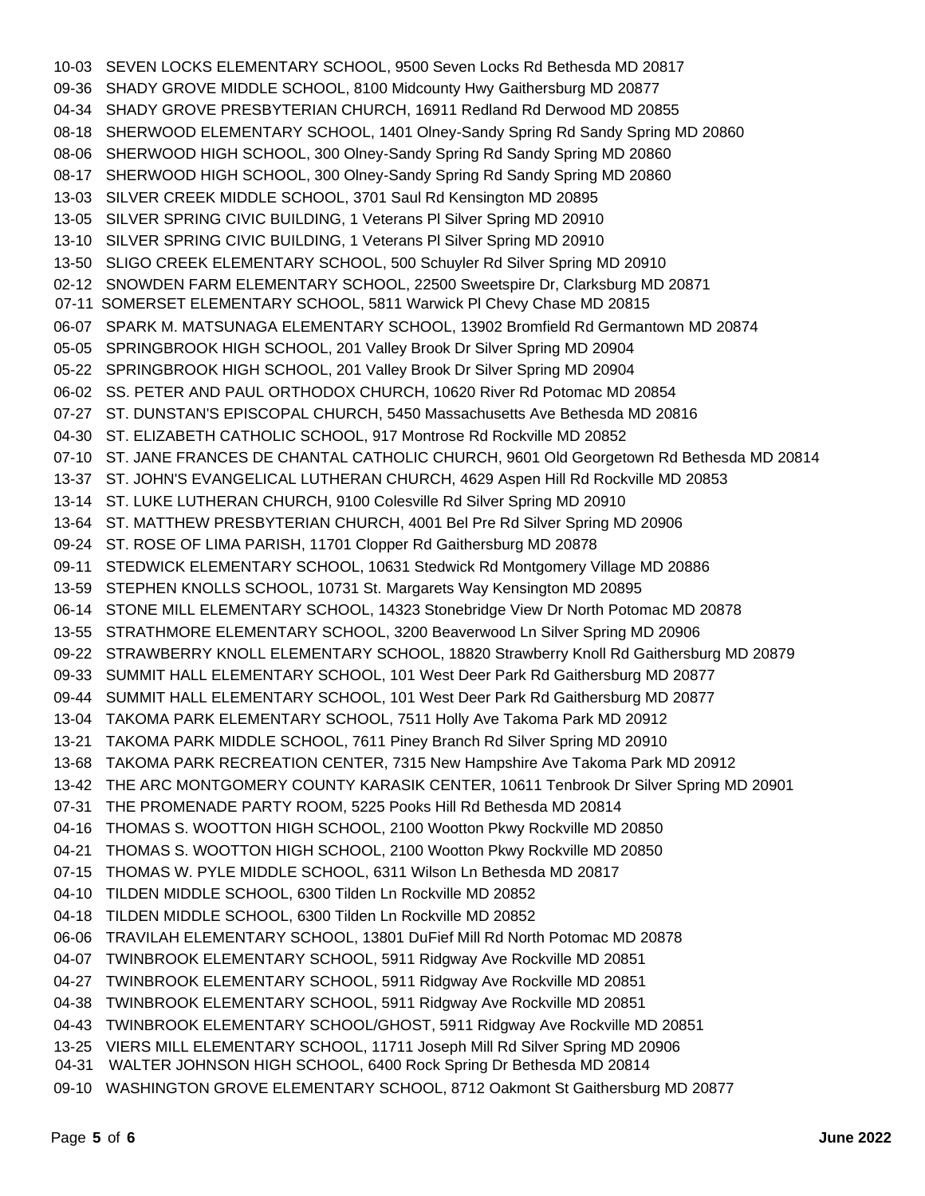10-03 SEVEN LOCKS ELEMENTARY SCHOOL, 9500 Seven Locks Rd Bethesda MD 20817
09-36 SHADY GROVE MIDDLE SCHOOL, 8100 Midcounty Hwy Gaithersburg MD 20877
04-34 SHADY GROVE PRESBYTERIAN CHURCH, 16911 Redland Rd Derwood MD 20855
08-18 SHERWOOD ELEMENTARY SCHOOL, 1401 Olney-Sandy Spring Rd Sandy Spring MD 20860
08-06 SHERWOOD HIGH SCHOOL, 300 Olney-Sandy Spring Rd Sandy Spring MD 20860
08-17 SHERWOOD HIGH SCHOOL, 300 Olney-Sandy Spring Rd Sandy Spring MD 20860
13-03 SILVER CREEK MIDDLE SCHOOL, 3701 Saul Rd Kensington MD 20895
13-05 SILVER SPRING CIVIC BUILDING, 1 Veterans Pl Silver Spring MD 20910
13-10 SILVER SPRING CIVIC BUILDING, 1 Veterans Pl Silver Spring MD 20910
13-50 SLIGO CREEK ELEMENTARY SCHOOL, 500 Schuyler Rd Silver Spring MD 20910
02-12 SNOWDEN FARM ELEMENTARY SCHOOL, 22500 Sweetspire Dr, Clarksburg MD 20871
07-11 SOMERSET ELEMENTARY SCHOOL, 5811 Warwick Pl Chevy Chase MD 20815
06-07 SPARK M. MATSUNAGA ELEMENTARY SCHOOL, 13902 Bromfield Rd Germantown MD 20874
05-05 SPRINGBROOK HIGH SCHOOL, 201 Valley Brook Dr Silver Spring MD 20904
05-22 SPRINGBROOK HIGH SCHOOL, 201 Valley Brook Dr Silver Spring MD 20904
06-02 SS. PETER AND PAUL ORTHODOX CHURCH, 10620 River Rd Potomac MD 20854
07-27 ST. DUNSTAN'S EPISCOPAL CHURCH, 5450 Massachusetts Ave Bethesda MD 20816
04-30 ST. ELIZABETH CATHOLIC SCHOOL, 917 Montrose Rd Rockville MD 20852
07-10 ST. JANE FRANCES DE CHANTAL CATHOLIC CHURCH, 9601 Old Georgetown Rd Bethesda MD 20814
13-37 ST. JOHN'S EVANGELICAL LUTHERAN CHURCH, 4629 Aspen Hill Rd Rockville MD 20853
13-14 ST. LUKE LUTHERAN CHURCH, 9100 Colesville Rd Silver Spring MD 20910
13-64 ST. MATTHEW PRESBYTERIAN CHURCH, 4001 Bel Pre Rd Silver Spring MD 20906
09-24 ST. ROSE OF LIMA PARISH, 11701 Clopper Rd Gaithersburg MD 20878
09-11 STEDWICK ELEMENTARY SCHOOL, 10631 Stedwick Rd Montgomery Village MD 20886
13-59 STEPHEN KNOLLS SCHOOL, 10731 St. Margarets Way Kensington MD 20895
06-14 STONE MILL ELEMENTARY SCHOOL, 14323 Stonebridge View Dr North Potomac MD 20878
13-55 STRATHMORE ELEMENTARY SCHOOL, 3200 Beaverwood Ln Silver Spring MD 20906
09-22 STRAWBERRY KNOLL ELEMENTARY SCHOOL, 18820 Strawberry Knoll Rd Gaithersburg MD 20879
09-33 SUMMIT HALL ELEMENTARY SCHOOL, 101 West Deer Park Rd Gaithersburg MD 20877
09-44 SUMMIT HALL ELEMENTARY SCHOOL, 101 West Deer Park Rd Gaithersburg MD 20877
13-04 TAKOMA PARK ELEMENTARY SCHOOL, 7511 Holly Ave Takoma Park MD 20912
13-21 TAKOMA PARK MIDDLE SCHOOL, 7611 Piney Branch Rd Silver Spring MD 20910
13-68 TAKOMA PARK RECREATION CENTER, 7315 New Hampshire Ave Takoma Park MD 20912
13-42 THE ARC MONTGOMERY COUNTY KARASIK CENTER, 10611 Tenbrook Dr Silver Spring MD 20901
07-31 THE PROMENADE PARTY ROOM, 5225 Pooks Hill Rd Bethesda MD 20814
04-16 THOMAS S. WOOTTON HIGH SCHOOL, 2100 Wootton Pkwy Rockville MD 20850
04-21 THOMAS S. WOOTTON HIGH SCHOOL, 2100 Wootton Pkwy Rockville MD 20850
07-15 THOMAS W. PYLE MIDDLE SCHOOL, 6311 Wilson Ln Bethesda MD 20817
04-10 TILDEN MIDDLE SCHOOL, 6300 Tilden Ln Rockville MD 20852
04-18 TILDEN MIDDLE SCHOOL, 6300 Tilden Ln Rockville MD 20852
06-06 TRAVILAH ELEMENTARY SCHOOL, 13801 DuFief Mill Rd North Potomac MD 20878
04-07 TWINBROOK ELEMENTARY SCHOOL, 5911 Ridgway Ave Rockville MD 20851
04-27 TWINBROOK ELEMENTARY SCHOOL, 5911 Ridgway Ave Rockville MD 20851
04-38 TWINBROOK ELEMENTARY SCHOOL, 5911 Ridgway Ave Rockville MD 20851
04-43 TWINBROOK ELEMENTARY SCHOOL/GHOST, 5911 Ridgway Ave Rockville MD 20851
13-25 VIERS MILL ELEMENTARY SCHOOL, 11711 Joseph Mill Rd Silver Spring MD 20906
04-31 WALTER JOHNSON HIGH SCHOOL, 6400 Rock Spring Dr Bethesda MD 20814
09-10 WASHINGTON GROVE ELEMENTARY SCHOOL, 8712 Oakmont St Gaithersburg MD 20877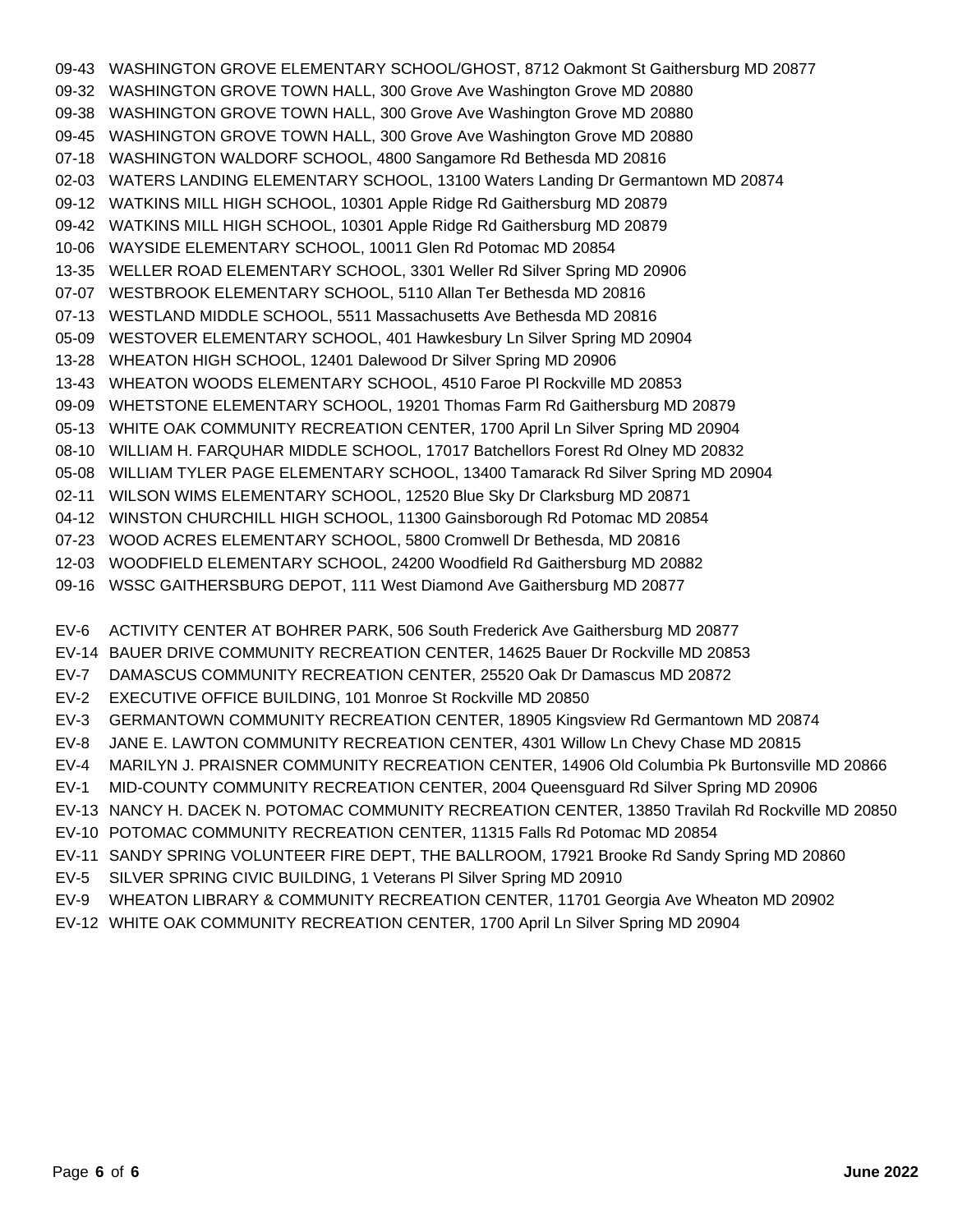09-43 WASHINGTON GROVE ELEMENTARY SCHOOL/GHOST, 8712 Oakmont St Gaithersburg MD 20877
09-32 WASHINGTON GROVE TOWN HALL, 300 Grove Ave Washington Grove MD 20880
09-38 WASHINGTON GROVE TOWN HALL, 300 Grove Ave Washington Grove MD 20880
09-45 WASHINGTON GROVE TOWN HALL, 300 Grove Ave Washington Grove MD 20880
07-18 WASHINGTON WALDORF SCHOOL, 4800 Sangamore Rd Bethesda MD 20816
02-03 WATERS LANDING ELEMENTARY SCHOOL, 13100 Waters Landing Dr Germantown MD 20874
09-12 WATKINS MILL HIGH SCHOOL, 10301 Apple Ridge Rd Gaithersburg MD 20879
09-42 WATKINS MILL HIGH SCHOOL, 10301 Apple Ridge Rd Gaithersburg MD 20879
10-06 WAYSIDE ELEMENTARY SCHOOL, 10011 Glen Rd Potomac MD 20854
13-35 WELLER ROAD ELEMENTARY SCHOOL, 3301 Weller Rd Silver Spring MD 20906
07-07 WESTBROOK ELEMENTARY SCHOOL, 5110 Allan Ter Bethesda MD 20816
07-13 WESTLAND MIDDLE SCHOOL, 5511 Massachusetts Ave Bethesda MD 20816
05-09 WESTOVER ELEMENTARY SCHOOL, 401 Hawkesbury Ln Silver Spring MD 20904
13-28 WHEATON HIGH SCHOOL, 12401 Dalewood Dr Silver Spring MD 20906
13-43 WHEATON WOODS ELEMENTARY SCHOOL, 4510 Faroe Pl Rockville MD 20853
09-09 WHETSTONE ELEMENTARY SCHOOL, 19201 Thomas Farm Rd Gaithersburg MD 20879
05-13 WHITE OAK COMMUNITY RECREATION CENTER, 1700 April Ln Silver Spring MD 20904
08-10 WILLIAM H. FARQUHAR MIDDLE SCHOOL, 17017 Batchellors Forest Rd Olney MD 20832
05-08 WILLIAM TYLER PAGE ELEMENTARY SCHOOL, 13400 Tamarack Rd Silver Spring MD 20904
02-11 WILSON WIMS ELEMENTARY SCHOOL, 12520 Blue Sky Dr Clarksburg MD 20871
04-12 WINSTON CHURCHILL HIGH SCHOOL, 11300 Gainsborough Rd Potomac MD 20854
07-23 WOOD ACRES ELEMENTARY SCHOOL, 5800 Cromwell Dr Bethesda, MD 20816
12-03 WOODFIELD ELEMENTARY SCHOOL, 24200 Woodfield Rd Gaithersburg MD 20882
09-16 WSSC GAITHERSBURG DEPOT, 111 West Diamond Ave Gaithersburg MD 20877

EV-6 ACTIVITY CENTER AT BOHRER PARK, 506 South Frederick Ave Gaithersburg MD 20877
EV-14 BAUER DRIVE COMMUNITY RECREATION CENTER, 14625 Bauer Dr Rockville MD 20853
EV-7 DAMASCUS COMMUNITY RECREATION CENTER, 25520 Oak Dr Damascus MD 20872
EV-2 EXECUTIVE OFFICE BUILDING, 101 Monroe St Rockville MD 20850
EV-3 GERMANTOWN COMMUNITY RECREATION CENTER, 18905 Kingsview Rd Germantown MD 20874
EV-8 JANE E. LAWTON COMMUNITY RECREATION CENTER, 4301 Willow Ln Chevy Chase MD 20815
EV-4 MARILYN J. PRAISNER COMMUNITY RECREATION CENTER, 14906 Old Columbia Pk Burtonsville MD 20866
EV-1 MID-COUNTY COMMUNITY RECREATION CENTER, 2004 Queensguard Rd Silver Spring MD 20906
EV-13 NANCY H. DACEK N. POTOMAC COMMUNITY RECREATION CENTER, 13850 Travilah Rd Rockville MD 20850
EV-10 POTOMAC COMMUNITY RECREATION CENTER, 11315 Falls Rd Potomac MD 20854
EV-11 SANDY SPRING VOLUNTEER FIRE DEPT, THE BALLROOM, 17921 Brooke Rd Sandy Spring MD 20860
EV-5 SILVER SPRING CIVIC BUILDING, 1 Veterans Pl Silver Spring MD 20910
EV-9 WHEATON LIBRARY & COMMUNITY RECREATION CENTER, 11701 Georgia Ave Wheaton MD 20902
EV-12 WHITE OAK COMMUNITY RECREATION CENTER, 1700 April Ln Silver Spring MD 20904